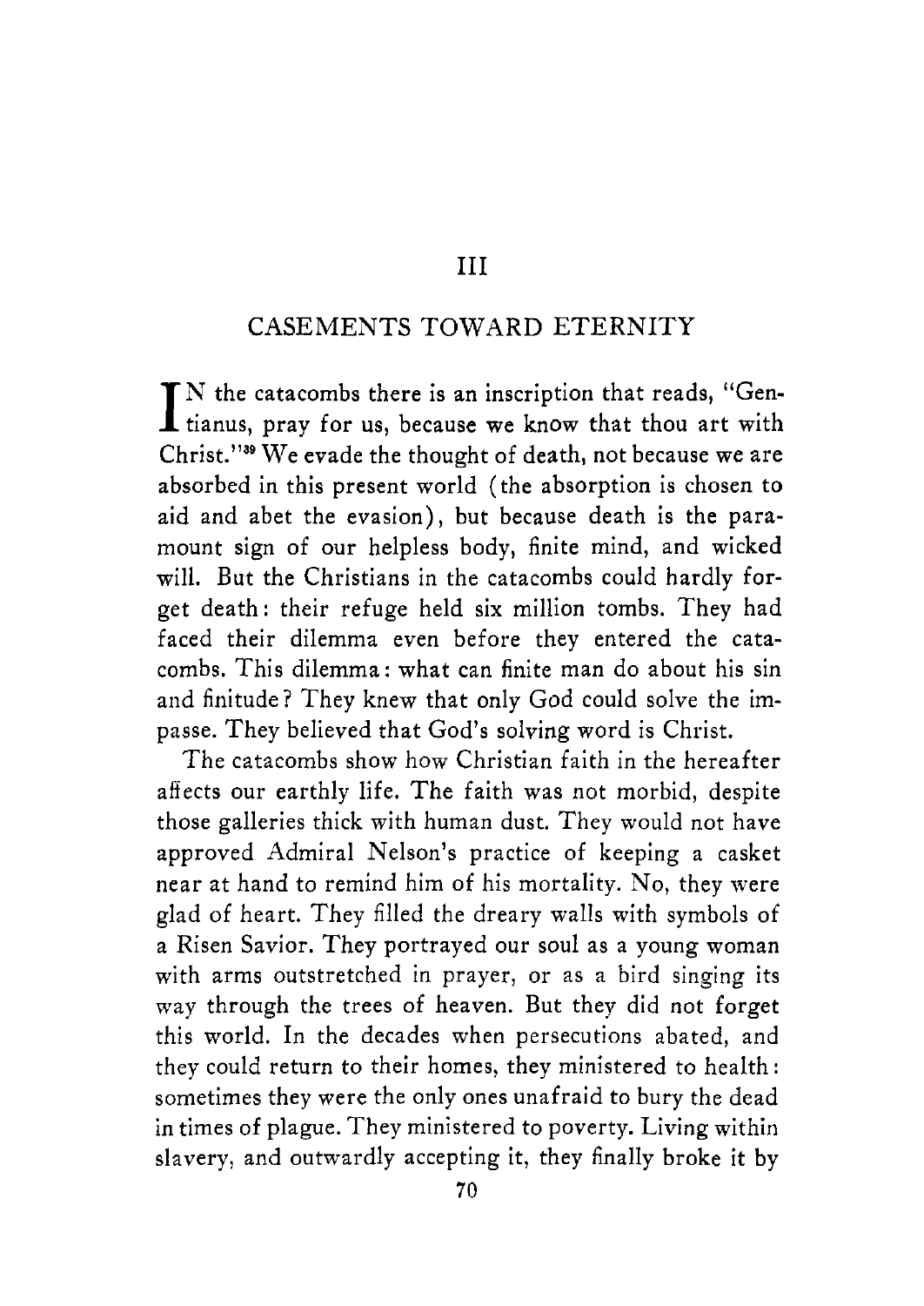## III

## CASEMENTS TOWARD ETERNITY

IN the catacombs there is an inscription that reads, "Gentianus, pray for us, because we know that thou art with Christ."[39] We evade the thought of death, not because we are absorbed in this present world (the absorption is chosen to aid and abet the evasion), but because death is the paramount sign of our helpless body, finite mind, and wicked will. But the Christians in the catacombs could hardly forget death: their refuge held six million tombs. They had faced their dilemma even before they entered the catacombs. This dilemma: what can finite man do about his sin and finitude? They knew that only God could solve the impasse. They believed that God's solving word is Christ.

The catacombs show how Christian faith in the hereafter affects our earthly life. The faith was not morbid, despite those galleries thick with human dust. They would not have approved Admiral Nelson's practice of keeping a casket near at hand to remind him of his mortality. No, they were glad of heart. They filled the dreary walls with symbols of a Risen Savior. They portrayed our soul as a young woman with arms outstretched in prayer, or as a bird singing its way through the trees of heaven. But they did not forget this world. In the decades when persecutions abated, and they could return to their homes, they ministered to health: sometimes they were the only ones unafraid to bury the dead in times of plague. They ministered to poverty. Living within slavery, and outwardly accepting it, they finally broke it by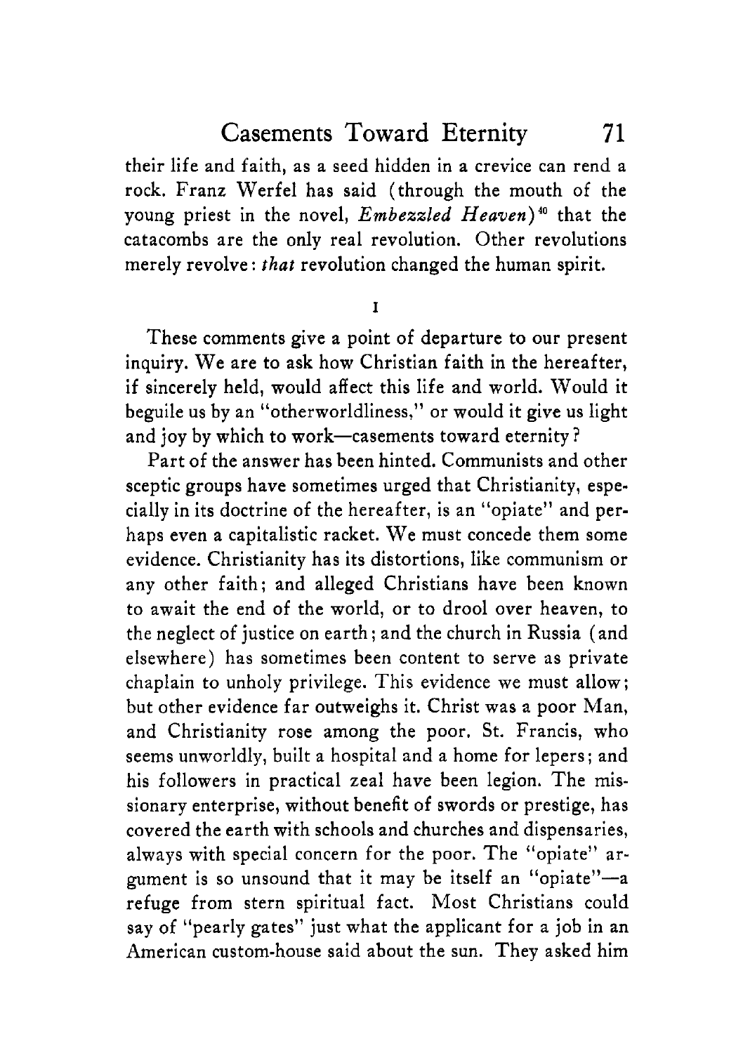their life and faith, as a seed hidden in a crevice can rend a rock. Franz Werfel has said (through the mouth of the young priest in the novel, *Embezzled Heaven*)[40] that the catacombs are the only real revolution. Other revolutions merely revolve: *that* revolution changed the human spirit.

I

These comments give a point of departure to our present inquiry. We are to ask how Christian faith in the hereafter, if sincerely held, would affect this life and world. Would it beguile us by an "otherworldliness," or would it give us light and joy by which to work—casements toward eternity?

Part of the answer has been hinted. Communists and other sceptic groups have sometimes urged that Christianity, especially in its doctrine of the hereafter, is an "opiate" and perhaps even a capitalistic racket. We must concede them some evidence. Christianity has its distortions, like communism or any other faith; and alleged Christians have been known to await the end of the world, or to drool over heaven, to the neglect of justice on earth; and the church in Russia (and elsewhere) has sometimes been content to serve as private chaplain to unholy privilege. This evidence we must allow; but other evidence far outweighs it. Christ was a poor Man, and Christianity rose among the poor. St. Francis, who seems unworldly, built a hospital and a home for lepers; and his followers in practical zeal have been legion. The missionary enterprise, without benefit of swords or prestige, has covered the earth with schools and churches and dispensaries, always with special concern for the poor. The "opiate" argument is so unsound that it may be itself an "opiate"—a refuge from stern spiritual fact. Most Christians could say of "pearly gates" just what the applicant for a job in an American custom-house said about the sun. They asked him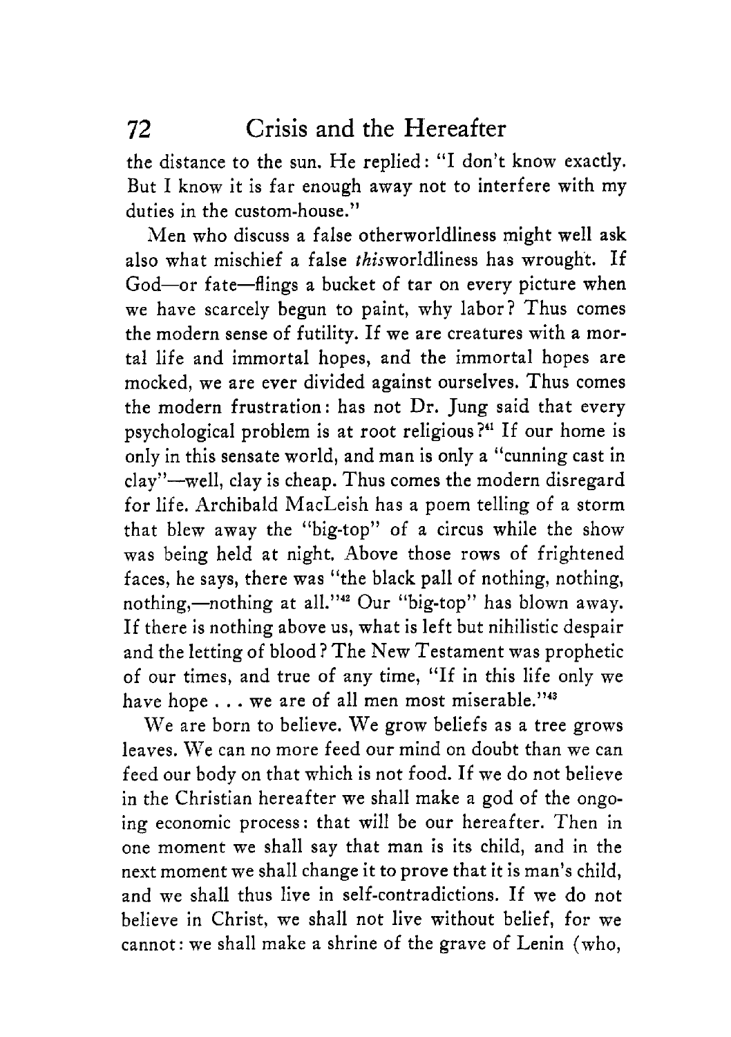the distance to the sun. He replied: "I don't know exactly. But I know it is far enough away not to interfere with my duties in the custom-house."

Men who discuss a false otherworldliness might well ask also what mischief a false *this*worldliness has wrought. If God—or fate—flings a bucket of tar on every picture when we have scarcely begun to paint, why labor? Thus comes the modern sense of futility. If we are creatures with a mortal life and immortal hopes, and the immortal hopes are mocked, we are ever divided against ourselves. Thus comes the modern frustration: has not Dr. Jung said that every psychological problem is at root religious?[41] If our home is only in this sensate world, and man is only a "cunning cast in clay"—well, clay is cheap. Thus comes the modern disregard for life. Archibald MacLeish has a poem telling of a storm that blew away the "big-top" of a circus while the show was being held at night. Above those rows of frightened faces, he says, there was "the black pall of nothing, nothing, nothing,—nothing at all."[42] Our "big-top" has blown away. If there is nothing above us, what is left but nihilistic despair and the letting of blood? The New Testament was prophetic of our times, and true of any time, "If in this life only we have hope . . . we are of all men most miserable."[43]

We are born to believe. We grow beliefs as a tree grows leaves. We can no more feed our mind on doubt than we can feed our body on that which is not food. If we do not believe in the Christian hereafter we shall make a god of the ongoing economic process: that will be our hereafter. Then in one moment we shall say that man is its child, and in the next moment we shall change it to prove that it is man's child, and we shall thus live in self-contradictions. If we do not believe in Christ, we shall not live without belief, for we cannot: we shall make a shrine of the grave of Lenin (who,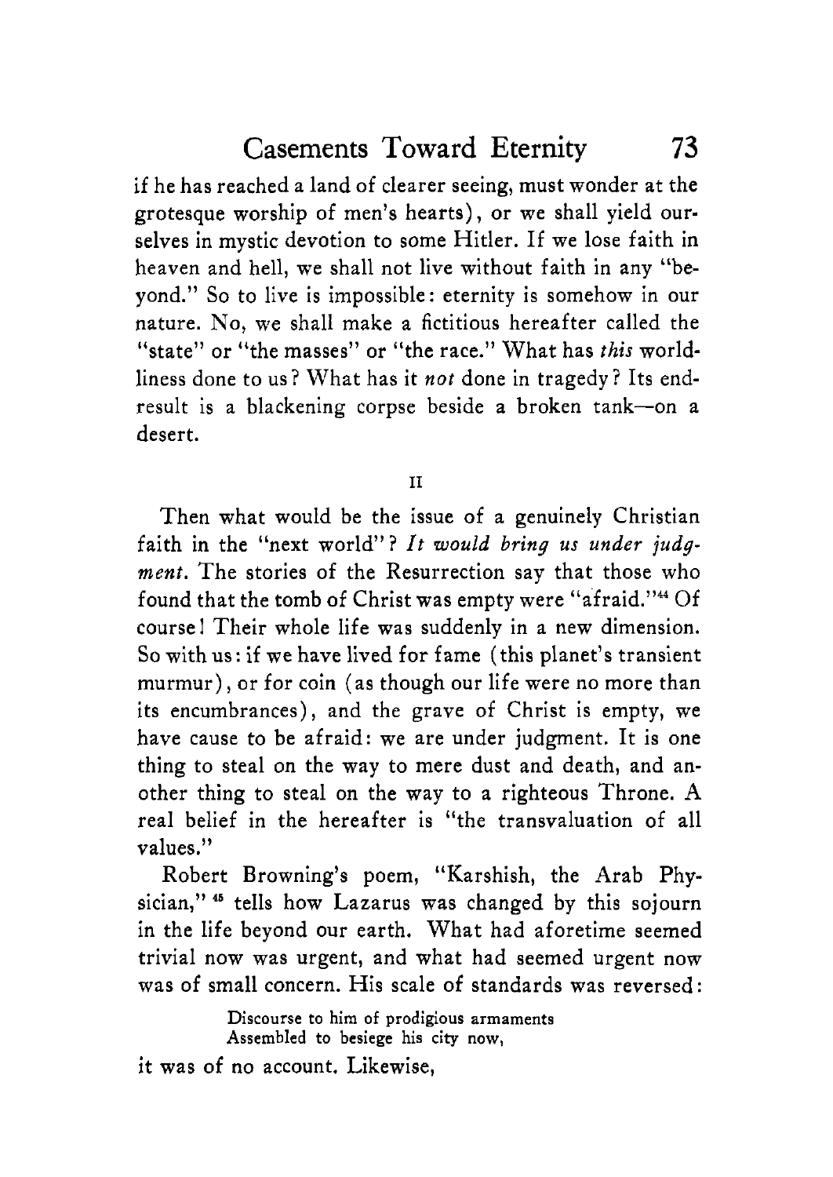if he has reached a land of clearer seeing, must wonder at the grotesque worship of men's hearts), or we shall yield ourselves in mystic devotion to some Hitler. If we lose faith in heaven and hell, we shall not live without faith in any "beyond." So to live is impossible: eternity is somehow in our nature. No, we shall make a fictitious hereafter called the "state" or "the masses" or "the race." What has *this* worldliness done to us? What has it *not* done in tragedy? Its end-result is a blackening corpse beside a broken tank—on a desert.

II

Then what would be the issue of a genuinely Christian faith in the "next world"? *It would bring us under judgment.* The stories of the Resurrection say that those who found that the tomb of Christ was empty were "afraid."[44] Of course! Their whole life was suddenly in a new dimension. So with us: if we have lived for fame (this planet's transient murmur), or for coin (as though our life were no more than its encumbrances), and the grave of Christ is empty, we have cause to be afraid: we are under judgment. It is one thing to steal on the way to mere dust and death, and another thing to steal on the way to a righteous Throne. A real belief in the hereafter is "the transvaluation of all values."

Robert Browning's poem, "Karshish, the Arab Physician,"[45] tells how Lazarus was changed by this sojourn in the life beyond our earth. What had aforetime seemed trivial now was urgent, and what had seemed urgent now was of small concern. His scale of standards was reversed:

> Discourse to him of prodigious armaments
> Assembled to besiege his city now,

it was of no account. Likewise,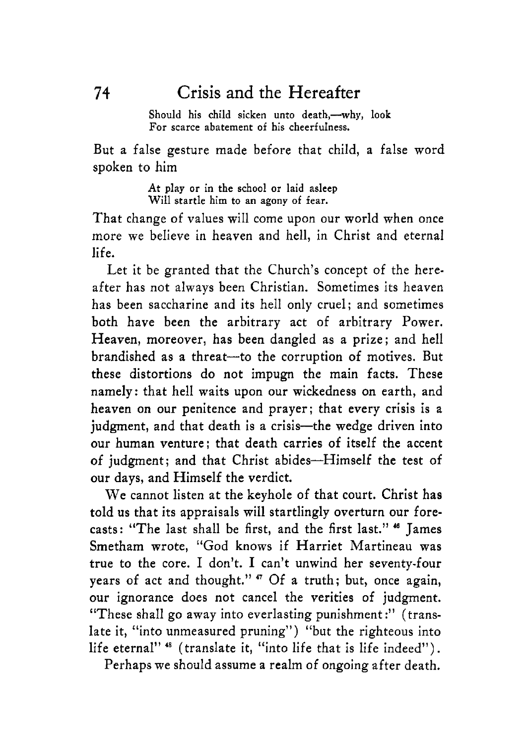> Should his child sicken unto death,—why, look
> For scarce abatement of his cheerfulness.

But a false gesture made before that child, a false word spoken to him

> At play or in the school or laid asleep
> Will startle him to an agony of fear.

That change of values will come upon our world when once more we believe in heaven and hell, in Christ and eternal life.

Let it be granted that the Church's concept of the hereafter has not always been Christian. Sometimes its heaven has been saccharine and its hell only cruel; and sometimes both have been the arbitrary act of arbitrary Power. Heaven, moreover, has been dangled as a prize; and hell brandished as a threat—to the corruption of motives. But these distortions do not impugn the main facts. These namely: that hell waits upon our wickedness on earth, and heaven on our penitence and prayer; that every crisis is a judgment, and that death is a crisis—the wedge driven into our human venture; that death carries of itself the accent of judgment; and that Christ abides—Himself the test of our days, and Himself the verdict.

We cannot listen at the keyhole of that court. Christ has told us that its appraisals will startlingly overturn our forecasts: "The last shall be first, and the first last." [46] James Smetham wrote, "God knows if Harriet Martineau was true to the core. I don't. I can't unwind her seventy-four years of act and thought." [47] Of a truth; but, once again, our ignorance does not cancel the verities of judgment. "These shall go away into everlasting punishment:" (translate it, "into unmeasured pruning") "but the righteous into life eternal" [48] (translate it, "into life that is life indeed").

Perhaps we should assume a realm of ongoing after death.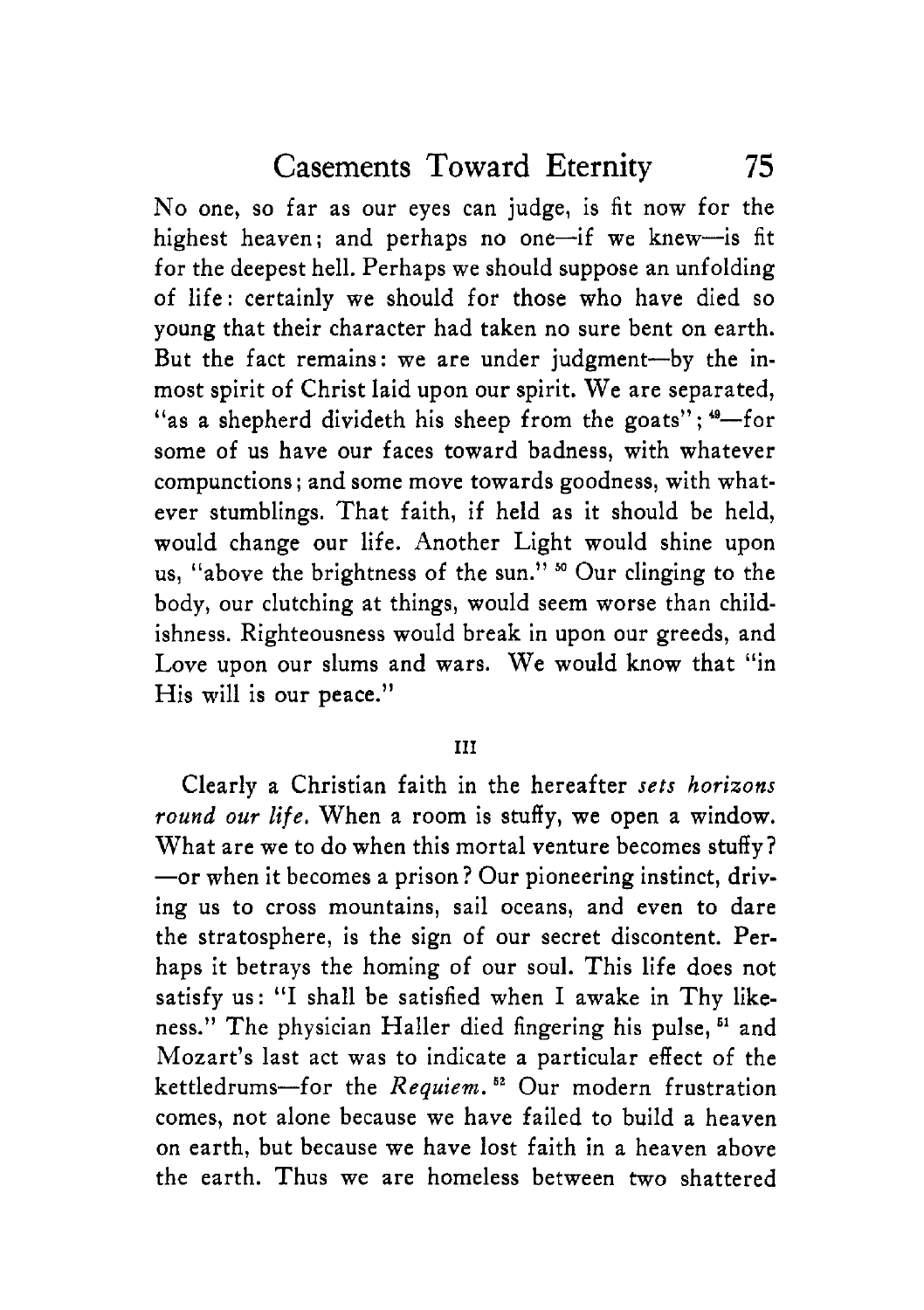No one, so far as our eyes can judge, is fit now for the highest heaven; and perhaps no one—if we knew—is fit for the deepest hell. Perhaps we should suppose an unfolding of life: certainly we should for those who have died so young that their character had taken no sure bent on earth. But the fact remains: we are under judgment—by the inmost spirit of Christ laid upon our spirit. We are separated, "as a shepherd divideth his sheep from the goats";[49]—for some of us have our faces toward badness, with whatever compunctions; and some move towards goodness, with whatever stumblings. That faith, if held as it should be held, would change our life. Another Light would shine upon us, "above the brightness of the sun."[50] Our clinging to the body, our clutching at things, would seem worse than childishness. Righteousness would break in upon our greeds, and Love upon our slums and wars. We would know that "in His will is our peace."

III

Clearly a Christian faith in the hereafter *sets horizons round our life.* When a room is stuffy, we open a window. What are we to do when this mortal venture becomes stuffy?—or when it becomes a prison? Our pioneering instinct, driving us to cross mountains, sail oceans, and even to dare the stratosphere, is the sign of our secret discontent. Perhaps it betrays the homing of our soul. This life does not satisfy us: "I shall be satisfied when I awake in Thy likeness." The physician Haller died fingering his pulse,[51] and Mozart's last act was to indicate a particular effect of the kettledrums—for the *Requiem.*[52] Our modern frustration comes, not alone because we have failed to build a heaven on earth, but because we have lost faith in a heaven above the earth. Thus we are homeless between two shattered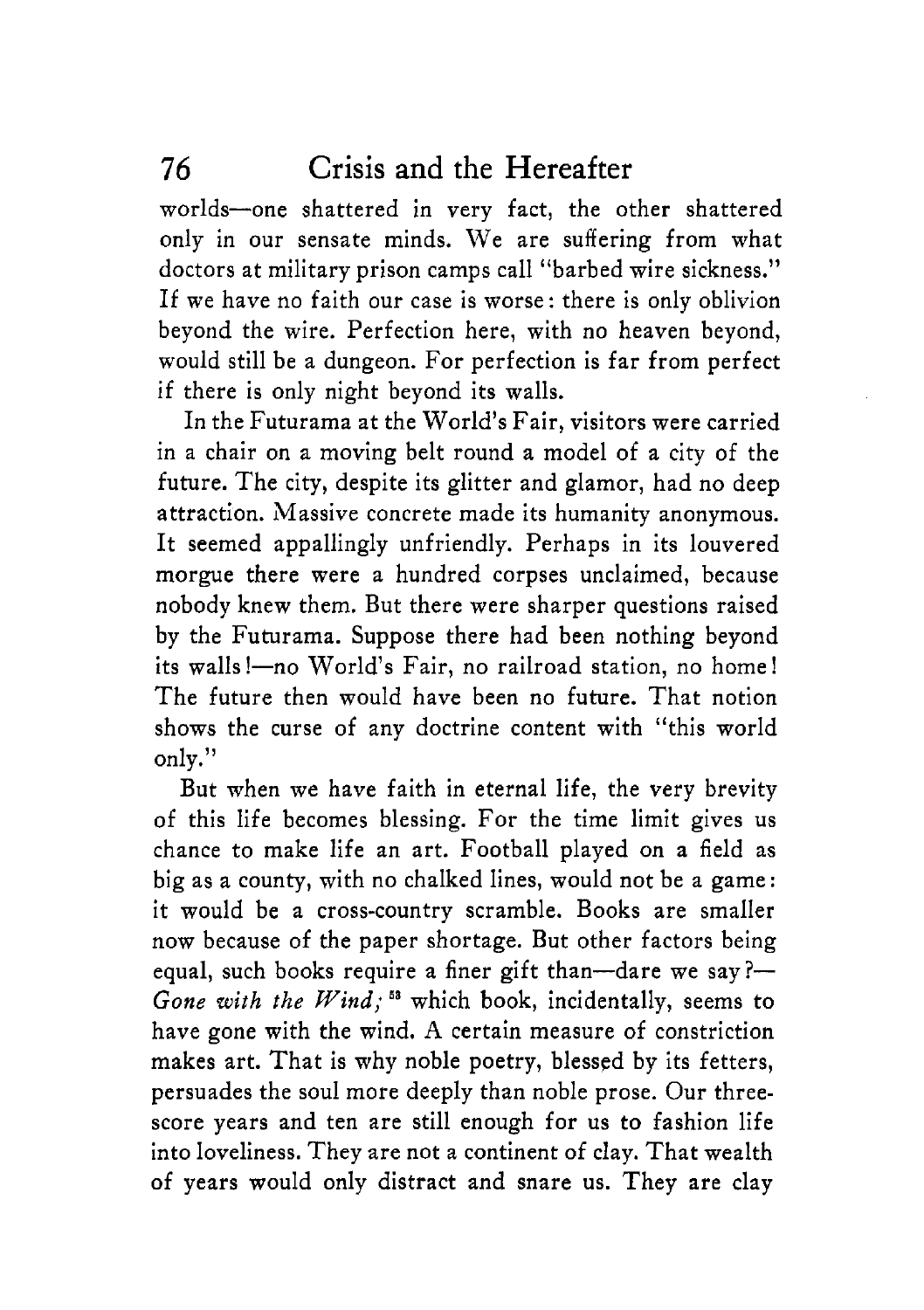worlds—one shattered in very fact, the other shattered only in our sensate minds. We are suffering from what doctors at military prison camps call "barbed wire sickness." If we have no faith our case is worse: there is only oblivion beyond the wire. Perfection here, with no heaven beyond, would still be a dungeon. For perfection is far from perfect if there is only night beyond its walls.

In the Futurama at the World's Fair, visitors were carried in a chair on a moving belt round a model of a city of the future. The city, despite its glitter and glamor, had no deep attraction. Massive concrete made its humanity anonymous. It seemed appallingly unfriendly. Perhaps in its louvered morgue there were a hundred corpses unclaimed, because nobody knew them. But there were sharper questions raised by the Futurama. Suppose there had been nothing beyond its walls!—no World's Fair, no railroad station, no home! The future then would have been no future. That notion shows the curse of any doctrine content with "this world only."

But when we have faith in eternal life, the very brevity of this life becomes blessing. For the time limit gives us chance to make life an art. Football played on a field as big as a county, with no chalked lines, would not be a game: it would be a cross-country scramble. Books are smaller now because of the paper shortage. But other factors being equal, such books require a finer gift than—dare we say?—*Gone with the Wind;*[53] which book, incidentally, seems to have gone with the wind. A certain measure of constriction makes art. That is why noble poetry, blessed by its fetters, persuades the soul more deeply than noble prose. Our threescore years and ten are still enough for us to fashion life into loveliness. They are not a continent of clay. That wealth of years would only distract and snare us. They are clay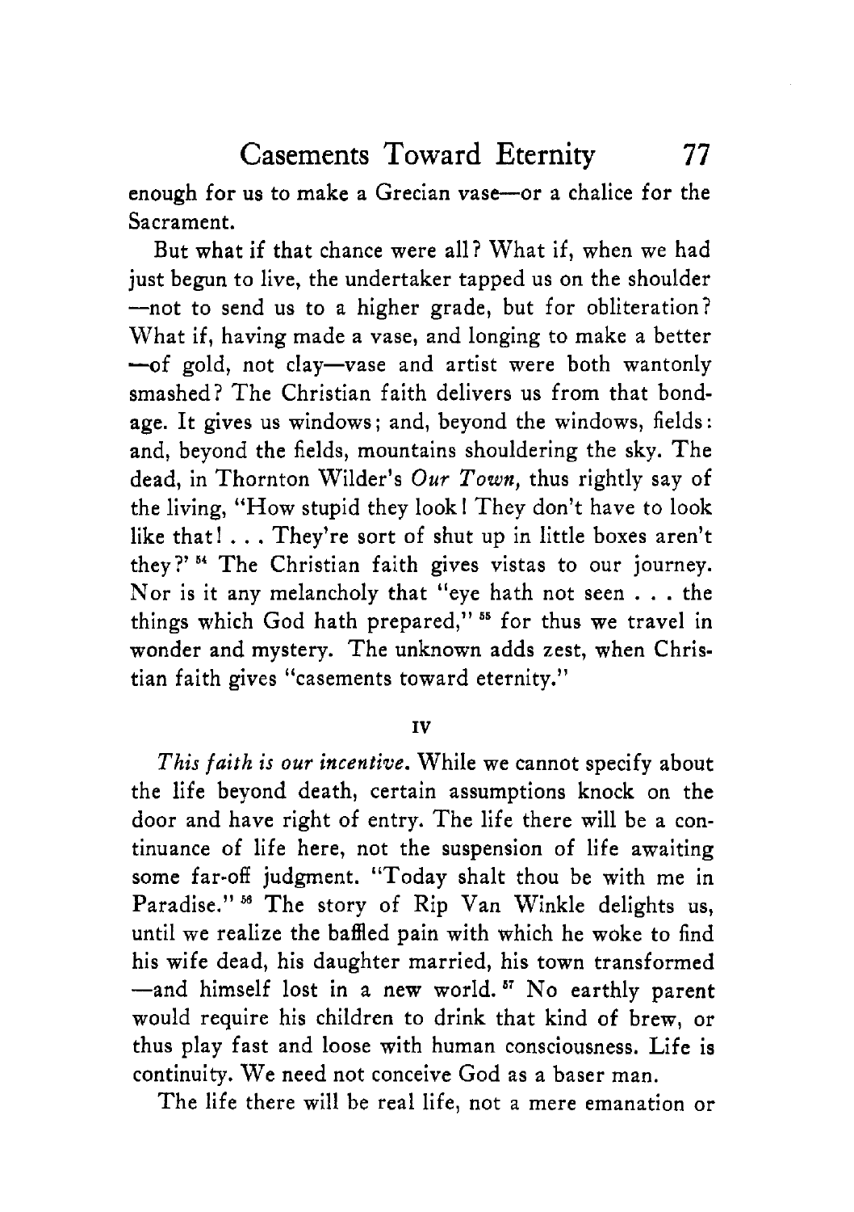enough for us to make a Grecian vase—or a chalice for the Sacrament.

But what if that chance were all? What if, when we had just begun to live, the undertaker tapped us on the shoulder—not to send us to a higher grade, but for obliteration? What if, having made a vase, and longing to make a better—of gold, not clay—vase and artist were both wantonly smashed? The Christian faith delivers us from that bondage. It gives us windows; and, beyond the windows, fields: and, beyond the fields, mountains shouldering the sky. The dead, in Thornton Wilder's *Our Town,* thus rightly say of the living, "How stupid they look! They don't have to look like that! . . . They're sort of shut up in little boxes aren't they?'[54] The Christian faith gives vistas to our journey. Nor is it any melancholy that "eye hath not seen . . . the things which God hath prepared,"[55] for thus we travel in wonder and mystery. The unknown adds zest, when Christian faith gives "casements toward eternity."

## IV

*This faith is our incentive.* While we cannot specify about the life beyond death, certain assumptions knock on the door and have right of entry. The life there will be a continuance of life here, not the suspension of life awaiting some far-off judgment. "Today shalt thou be with me in Paradise."[56] The story of Rip Van Winkle delights us, until we realize the baffled pain with which he woke to find his wife dead, his daughter married, his town transformed—and himself lost in a new world.[57] No earthly parent would require his children to drink that kind of brew, or thus play fast and loose with human consciousness. Life is continuity. We need not conceive God as a baser man.

The life there will be real life, not a mere emanation or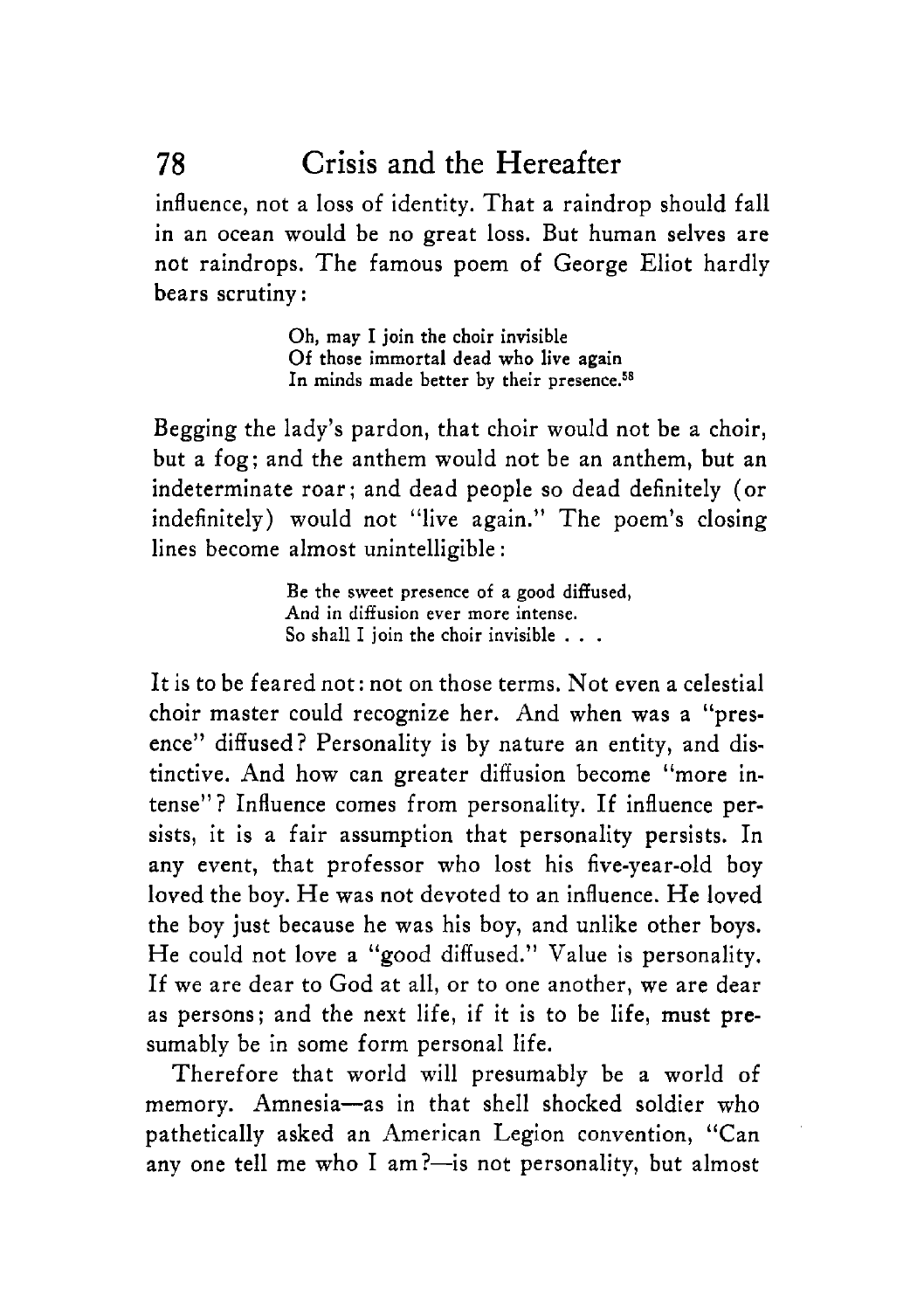influence, not a loss of identity. That a raindrop should fall in an ocean would be no great loss. But human selves are not raindrops. The famous poem of George Eliot hardly bears scrutiny:

> Oh, may I join the choir invisible
> Of those immortal dead who live again
> In minds made better by their presence.[58]

Begging the lady's pardon, that choir would not be a choir, but a fog; and the anthem would not be an anthem, but an indeterminate roar; and dead people so dead definitely (or indefinitely) would not "live again." The poem's closing lines become almost unintelligible:

> Be the sweet presence of a good diffused,
> And in diffusion ever more intense.
> So shall I join the choir invisible . . .

It is to be feared not: not on those terms. Not even a celestial choir master could recognize her. And when was a "presence" diffused? Personality is by nature an entity, and distinctive. And how can greater diffusion become "more intense"? Influence comes from personality. If influence persists, it is a fair assumption that personality persists. In any event, that professor who lost his five-year-old boy loved the boy. He was not devoted to an influence. He loved the boy just because he was his boy, and unlike other boys. He could not love a "good diffused." Value is personality. If we are dear to God at all, or to one another, we are dear as persons; and the next life, if it is to be life, must presumably be in some form personal life.

Therefore that world will presumably be a world of memory. Amnesia—as in that shell shocked soldier who pathetically asked an American Legion convention, "Can any one tell me who I am?—is not personality, but almost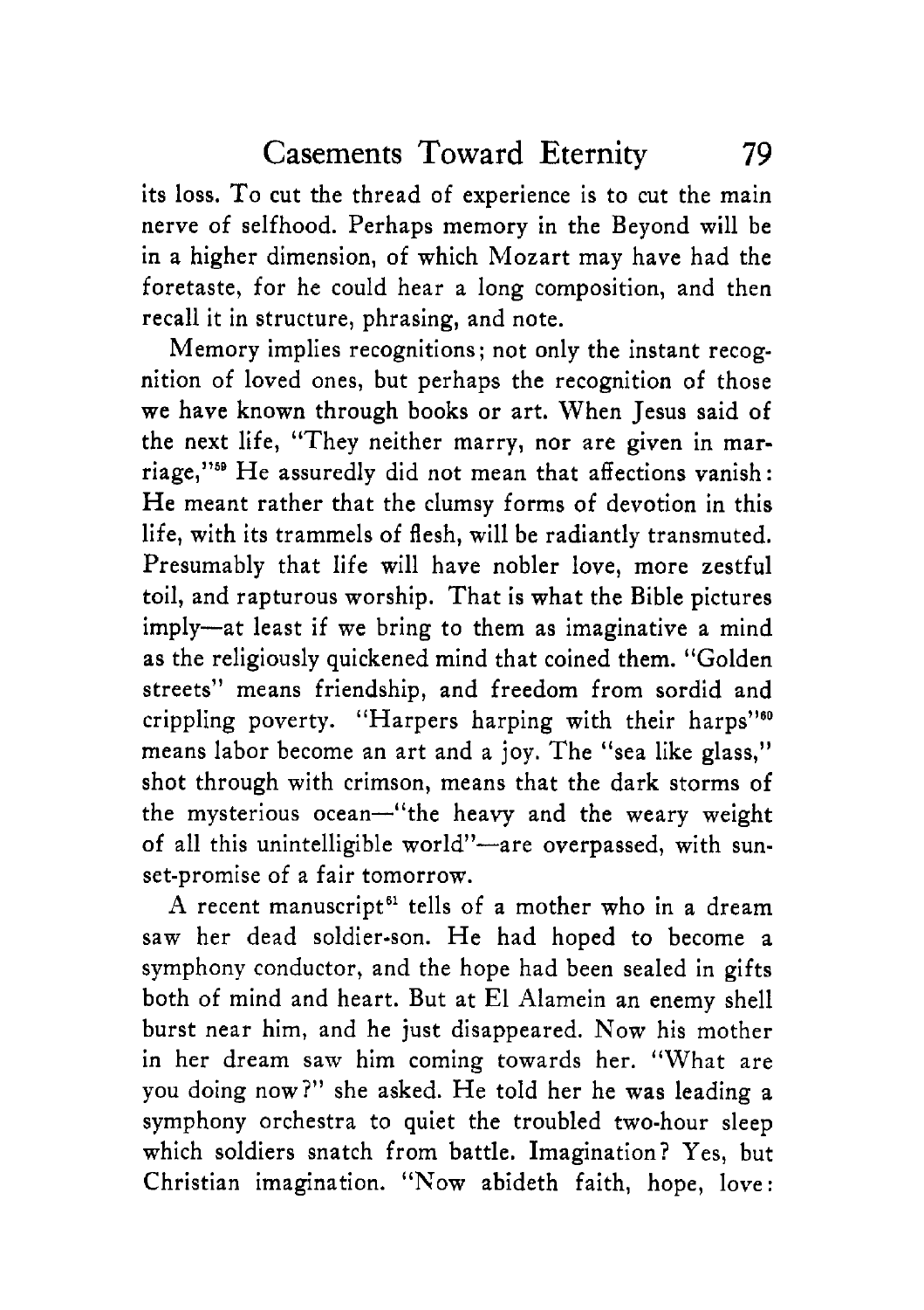its loss. To cut the thread of experience is to cut the main nerve of selfhood. Perhaps memory in the Beyond will be in a higher dimension, of which Mozart may have had the foretaste, for he could hear a long composition, and then recall it in structure, phrasing, and note.

Memory implies recognitions; not only the instant recognition of loved ones, but perhaps the recognition of those we have known through books or art. When Jesus said of the next life, "They neither marry, nor are given in marriage,"[59] He assuredly did not mean that affections vanish: He meant rather that the clumsy forms of devotion in this life, with its trammels of flesh, will be radiantly transmuted. Presumably that life will have nobler love, more zestful toil, and rapturous worship. That is what the Bible pictures imply—at least if we bring to them as imaginative a mind as the religiously quickened mind that coined them. "Golden streets" means friendship, and freedom from sordid and crippling poverty. "Harpers harping with their harps"[60] means labor become an art and a joy. The "sea like glass," shot through with crimson, means that the dark storms of the mysterious ocean—"the heavy and the weary weight of all this unintelligible world"—are overpassed, with sunset-promise of a fair tomorrow.

A recent manuscript[61] tells of a mother who in a dream saw her dead soldier-son. He had hoped to become a symphony conductor, and the hope had been sealed in gifts both of mind and heart. But at El Alamein an enemy shell burst near him, and he just disappeared. Now his mother in her dream saw him coming towards her. "What are you doing now?" she asked. He told her he was leading a symphony orchestra to quiet the troubled two-hour sleep which soldiers snatch from battle. Imagination? Yes, but Christian imagination. "Now abideth faith, hope, love: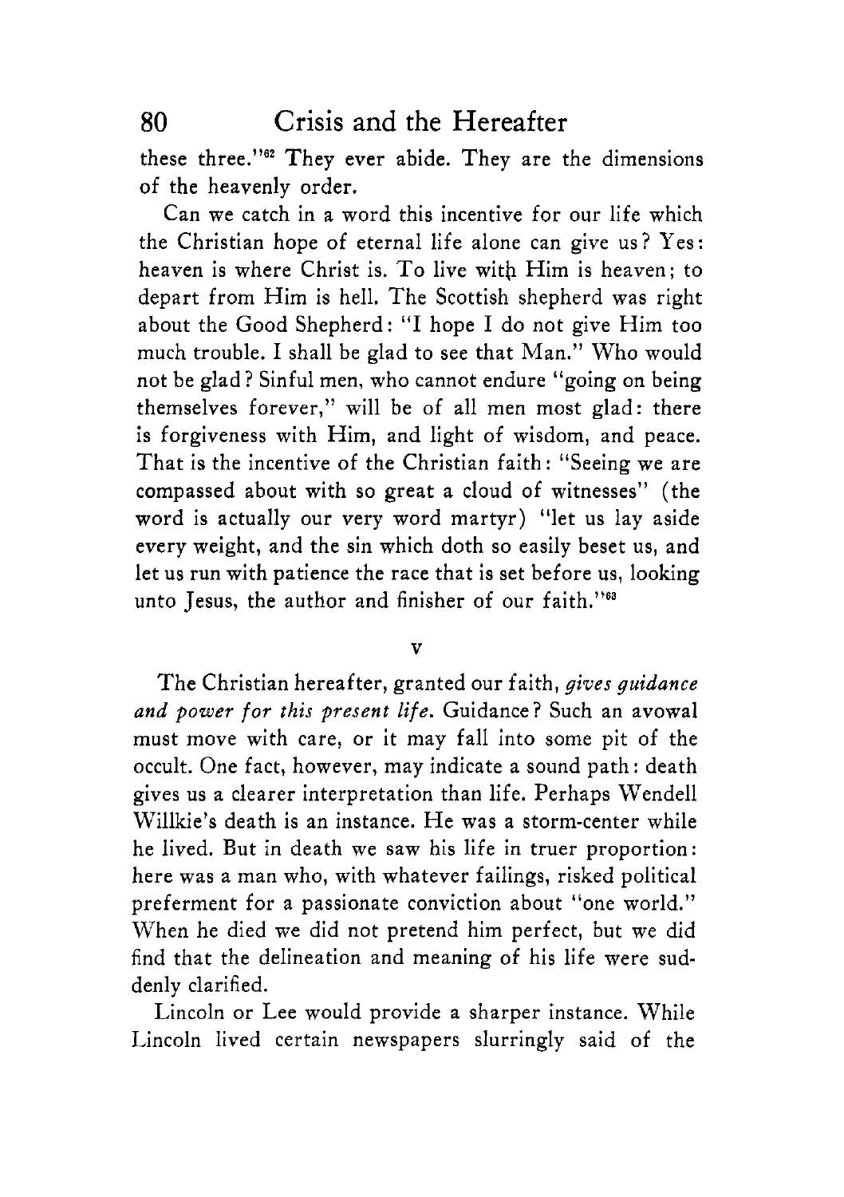these three."[62] They ever abide. They are the dimensions of the heavenly order.

Can we catch in a word this incentive for our life which the Christian hope of eternal life alone can give us? Yes: heaven is where Christ is. To live with Him is heaven; to depart from Him is hell. The Scottish shepherd was right about the Good Shepherd: "I hope I do not give Him too much trouble. I shall be glad to see that Man." Who would not be glad? Sinful men, who cannot endure "going on being themselves forever," will be of all men most glad: there is forgiveness with Him, and light of wisdom, and peace. That is the incentive of the Christian faith: "Seeing we are compassed about with so great a cloud of witnesses" (the word is actually our very word martyr) "let us lay aside every weight, and the sin which doth so easily beset us, and let us run with patience the race that is set before us, looking unto Jesus, the author and finisher of our faith."[63]

## V

The Christian hereafter, granted our faith, *gives guidance and power for this present life.* Guidance? Such an avowal must move with care, or it may fall into some pit of the occult. One fact, however, may indicate a sound path: death gives us a clearer interpretation than life. Perhaps Wendell Willkie's death is an instance. He was a storm-center while he lived. But in death we saw his life in truer proportion: here was a man who, with whatever failings, risked political preferment for a passionate conviction about "one world." When he died we did not pretend him perfect, but we did find that the delineation and meaning of his life were suddenly clarified.

Lincoln or Lee would provide a sharper instance. While Lincoln lived certain newspapers slurringly said of the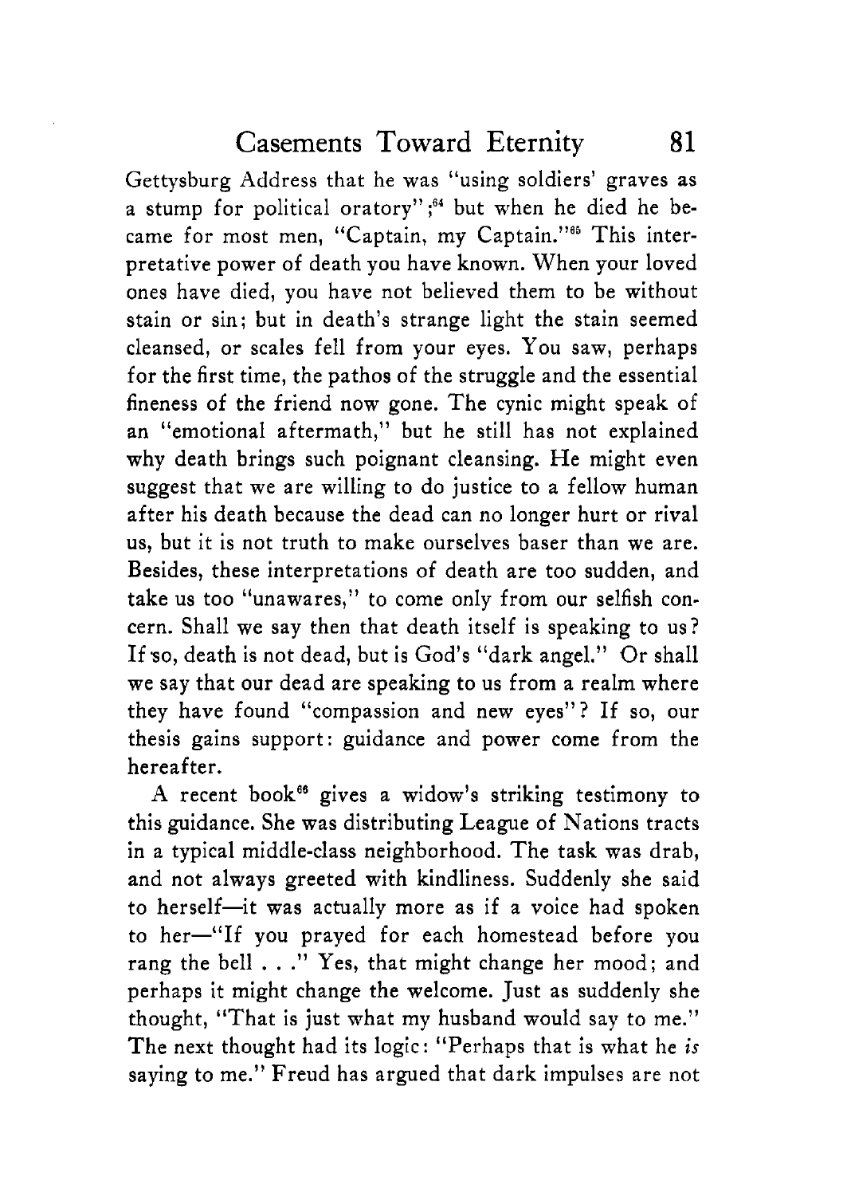Gettysburg Address that he was "using soldiers' graves as a stump for political oratory";[64] but when he died he became for most men, "Captain, my Captain."[65] This interpretative power of death you have known. When your loved ones have died, you have not believed them to be without stain or sin; but in death's strange light the stain seemed cleansed, or scales fell from your eyes. You saw, perhaps for the first time, the pathos of the struggle and the essential fineness of the friend now gone. The cynic might speak of an "emotional aftermath," but he still has not explained why death brings such poignant cleansing. He might even suggest that we are willing to do justice to a fellow human after his death because the dead can no longer hurt or rival us, but it is not truth to make ourselves baser than we are. Besides, these interpretations of death are too sudden, and take us too "unawares," to come only from our selfish concern. Shall we say then that death itself is speaking to us? If so, death is not dead, but is God's "dark angel." Or shall we say that our dead are speaking to us from a realm where they have found "compassion and new eyes"? If so, our thesis gains support: guidance and power come from the hereafter.

A recent book[66] gives a widow's striking testimony to this guidance. She was distributing League of Nations tracts in a typical middle-class neighborhood. The task was drab, and not always greeted with kindliness. Suddenly she said to herself—it was actually more as if a voice had spoken to her—"If you prayed for each homestead before you rang the bell . . ." Yes, that might change her mood; and perhaps it might change the welcome. Just as suddenly she thought, "That is just what my husband would say to me." The next thought had its logic: "Perhaps that is what he *is* saying to me." Freud has argued that dark impulses are not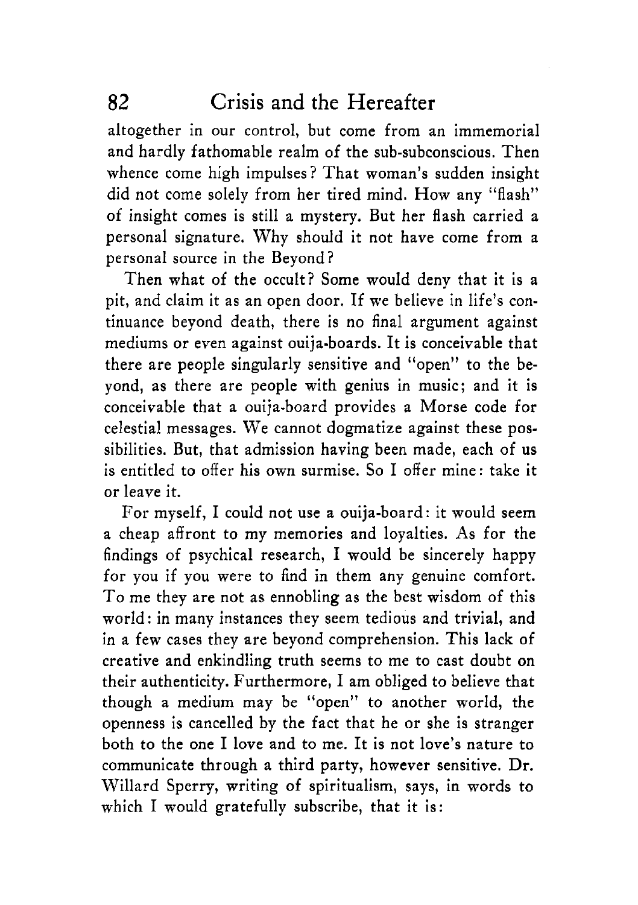altogether in our control, but come from an immemorial and hardly fathomable realm of the sub-subconscious. Then whence come high impulses? That woman's sudden insight did not come solely from her tired mind. How any "flash" of insight comes is still a mystery. But her flash carried a personal signature. Why should it not have come from a personal source in the Beyond?

Then what of the occult? Some would deny that it is a pit, and claim it as an open door. If we believe in life's continuance beyond death, there is no final argument against mediums or even against ouija-boards. It is conceivable that there are people singularly sensitive and "open" to the beyond, as there are people with genius in music; and it is conceivable that a ouija-board provides a Morse code for celestial messages. We cannot dogmatize against these possibilities. But, that admission having been made, each of us is entitled to offer his own surmise. So I offer mine: take it or leave it.

For myself, I could not use a ouija-board: it would seem a cheap affront to my memories and loyalties. As for the findings of psychical research, I would be sincerely happy for you if you were to find in them any genuine comfort. To me they are not as ennobling as the best wisdom of this world: in many instances they seem tedious and trivial, and in a few cases they are beyond comprehension. This lack of creative and enkindling truth seems to me to cast doubt on their authenticity. Furthermore, I am obliged to believe that though a medium may be "open" to another world, the openness is cancelled by the fact that he or she is stranger both to the one I love and to me. It is not love's nature to communicate through a third party, however sensitive. Dr. Willard Sperry, writing of spiritualism, says, in words to which I would gratefully subscribe, that it is: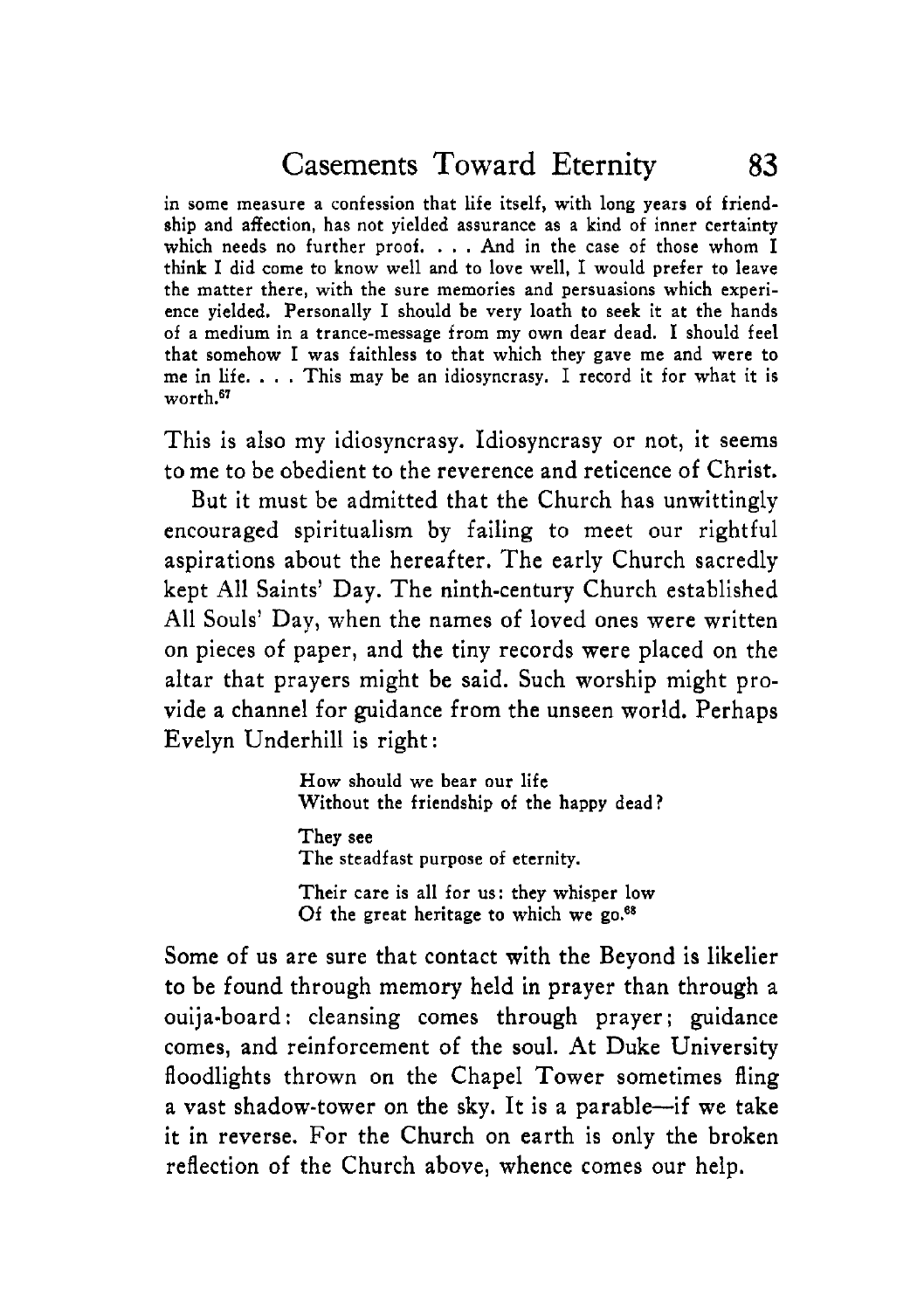> in some measure a confession that life itself, with long years of friendship and affection, has not yielded assurance as a kind of inner certainty which needs no further proof. . . . And in the case of those whom I think I did come to know well and to love well, I would prefer to leave the matter there, with the sure memories and persuasions which experience yielded. Personally I should be very loath to seek it at the hands of a medium in a trance-message from my own dear dead. I should feel that somehow I was faithless to that which they gave me and were to me in life. . . . This may be an idiosyncrasy. I record it for what it is worth.[67]

This is also my idiosyncrasy. Idiosyncrasy or not, it seems to me to be obedient to the reverence and reticence of Christ.

But it must be admitted that the Church has unwittingly encouraged spiritualism by failing to meet our rightful aspirations about the hereafter. The early Church sacredly kept All Saints' Day. The ninth-century Church established All Souls' Day, when the names of loved ones were written on pieces of paper, and the tiny records were placed on the altar that prayers might be said. Such worship might provide a channel for guidance from the unseen world. Perhaps Evelyn Underhill is right:

> How should we bear our life
> Without the friendship of the happy dead?
>
> They see
> The steadfast purpose of eternity.
>
> Their care is all for us: they whisper low
> Of the great heritage to which we go.[68]

Some of us are sure that contact with the Beyond is likelier to be found through memory held in prayer than through a ouija-board: cleansing comes through prayer; guidance comes, and reinforcement of the soul. At Duke University floodlights thrown on the Chapel Tower sometimes fling a vast shadow-tower on the sky. It is a parable—if we take it in reverse. For the Church on earth is only the broken reflection of the Church above, whence comes our help.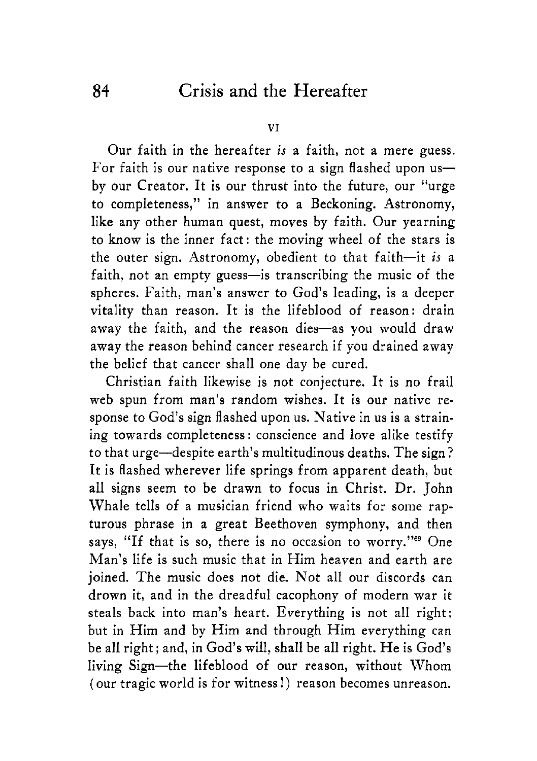VI

Our faith in the hereafter *is* a faith, not a mere guess. For faith is our native response to a sign flashed upon us—by our Creator. It is our thrust into the future, our "urge to completeness," in answer to a Beckoning. Astronomy, like any other human quest, moves by faith. Our yearning to know is the inner fact: the moving wheel of the stars is the outer sign. Astronomy, obedient to that faith—it *is* a faith, not an empty guess—is transcribing the music of the spheres. Faith, man's answer to God's leading, is a deeper vitality than reason. It is the lifeblood of reason: drain away the faith, and the reason dies—as you would draw away the reason behind cancer research if you drained away the belief that cancer shall one day be cured.

Christian faith likewise is not conjecture. It is no frail web spun from man's random wishes. It is our native response to God's sign flashed upon us. Native in us is a straining towards completeness: conscience and love alike testify to that urge—despite earth's multitudinous deaths. The sign? It is flashed wherever life springs from apparent death, but all signs seem to be drawn to focus in Christ. Dr. John Whale tells of a musician friend who waits for some rapturous phrase in a great Beethoven symphony, and then says, "If that is so, there is no occasion to worry."[69] One Man's life is such music that in Him heaven and earth are joined. The music does not die. Not all our discords can drown it, and in the dreadful cacophony of modern war it steals back into man's heart. Everything is not all right; but in Him and by Him and through Him everything can be all right; and, in God's will, shall be all right. He is God's living Sign—the lifeblood of our reason, without Whom (our tragic world is for witness!) reason becomes unreason.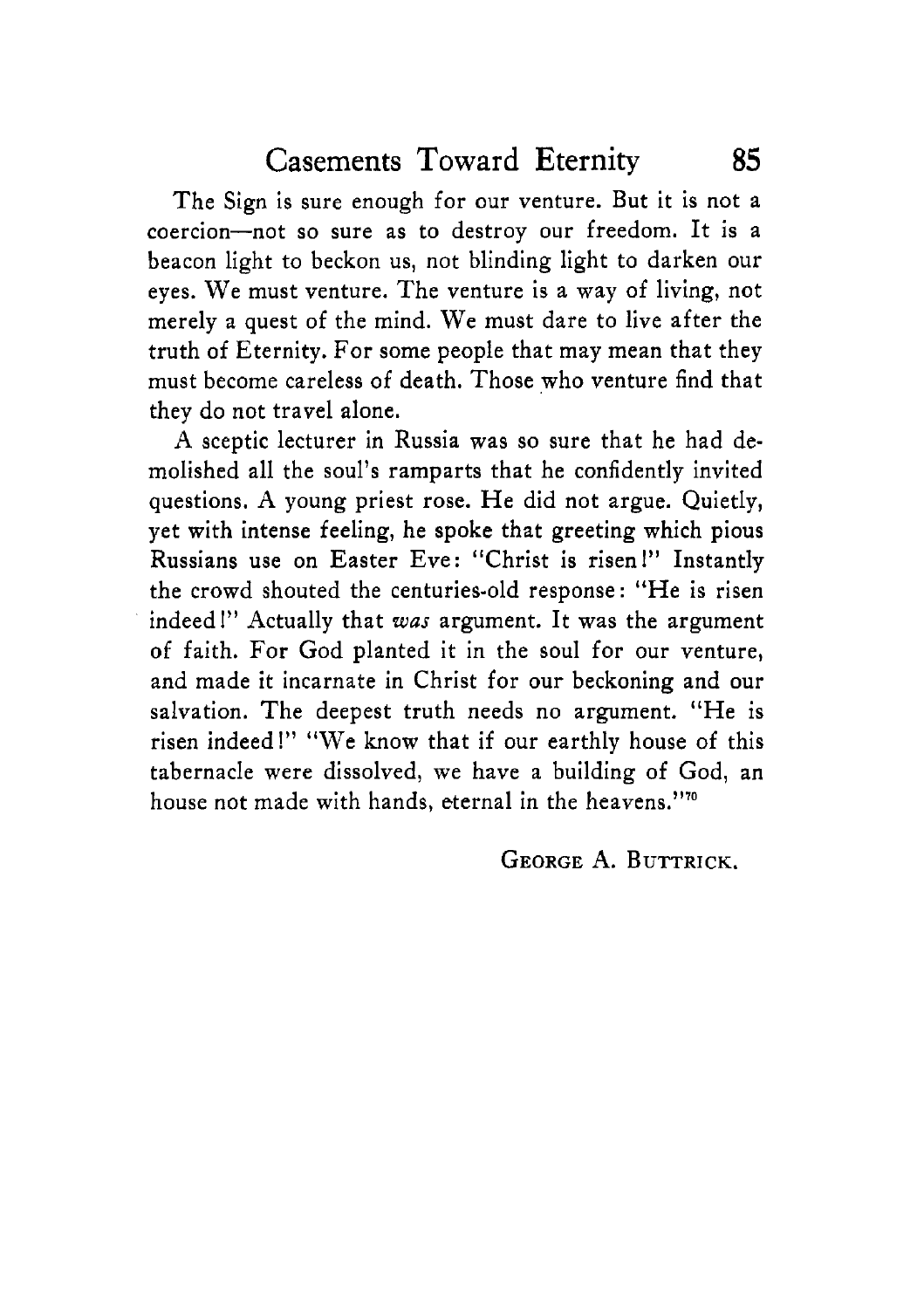The Sign is sure enough for our venture. But it is not a coercion—not so sure as to destroy our freedom. It is a beacon light to beckon us, not blinding light to darken our eyes. We must venture. The venture is a way of living, not merely a quest of the mind. We must dare to live after the truth of Eternity. For some people that may mean that they must become careless of death. Those who venture find that they do not travel alone.

A sceptic lecturer in Russia was so sure that he had demolished all the soul's ramparts that he confidently invited questions. A young priest rose. He did not argue. Quietly, yet with intense feeling, he spoke that greeting which pious Russians use on Easter Eve: "Christ is risen!" Instantly the crowd shouted the centuries-old response: "He is risen indeed!" Actually that *was* argument. It was the argument of faith. For God planted it in the soul for our venture, and made it incarnate in Christ for our beckoning and our salvation. The deepest truth needs no argument. "He is risen indeed!" "We know that if our earthly house of this tabernacle were dissolved, we have a building of God, an house not made with hands, eternal in the heavens."[70]

GEORGE A. BUTTRICK.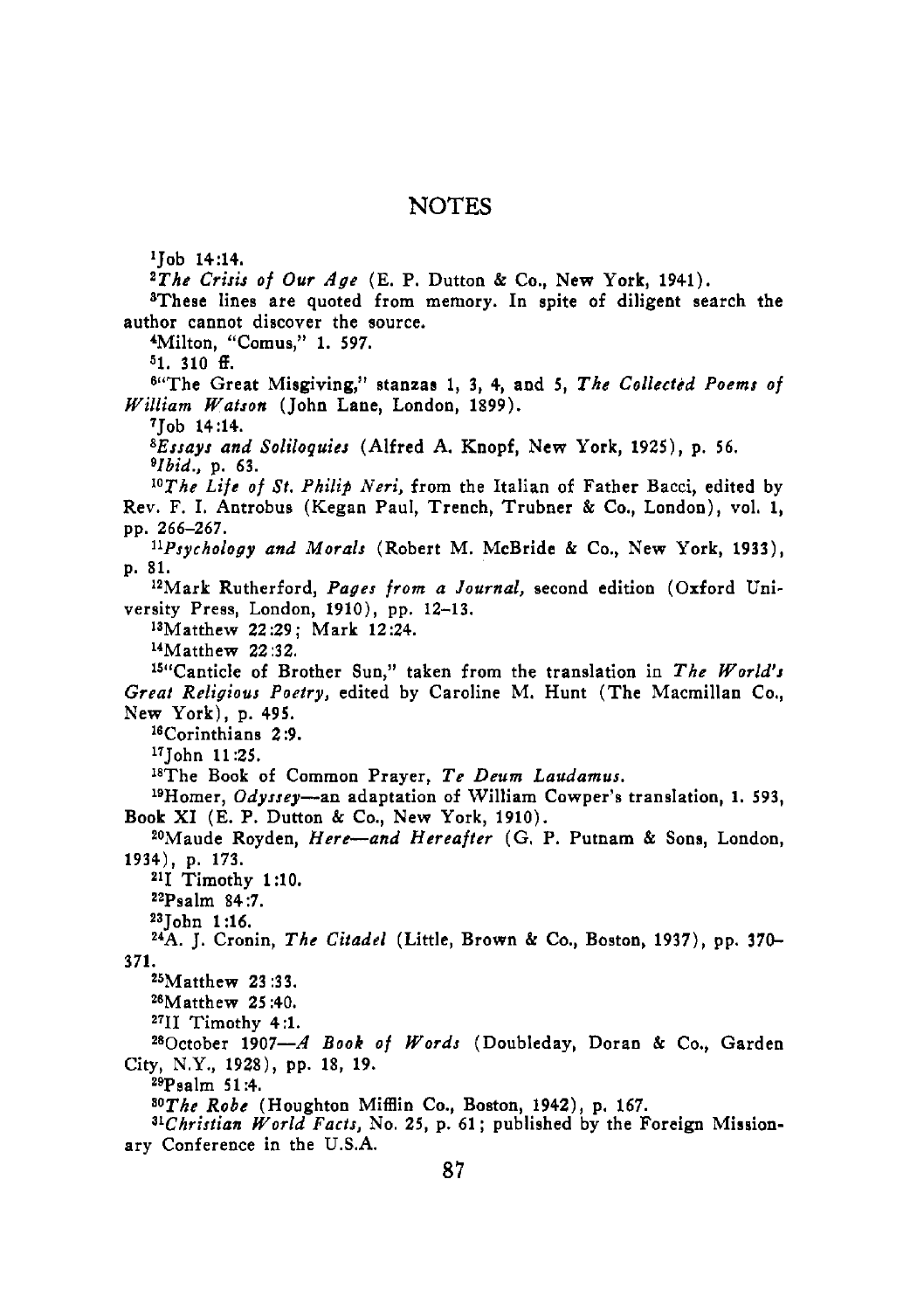# NOTES

[1]Job 14:14.

[2]*The Crisis of Our Age* (E. P. Dutton & Co., New York, 1941).

[3]These lines are quoted from memory. In spite of diligent search the author cannot discover the source.

[4]Milton, "Comus," l. 597.

[5]l. 310 ff.

[6]"The Great Misgiving," stanzas 1, 3, 4, and 5, *The Collected Poems of William Watson* (John Lane, London, 1899).

[7]Job 14:14.

[8]*Essays and Soliloquies* (Alfred A. Knopf, New York, 1925), p. 56.

[9]*Ibid.*, p. 63.

[10]*The Life of St. Philip Neri,* from the Italian of Father Bacci, edited by Rev. F. I. Antrobus (Kegan Paul, Trench, Trubner & Co., London), vol. 1, pp. 266–267.

[11]*Psychology and Morals* (Robert M. McBride & Co., New York, 1933), p. 81.

[12]Mark Rutherford, *Pages from a Journal,* second edition (Oxford University Press, London, 1910), pp. 12–13.

[13]Matthew 22:29; Mark 12:24.

[14]Matthew 22:32.

[15]"Canticle of Brother Sun," taken from the translation in *The World's Great Religious Poetry,* edited by Caroline M. Hunt (The Macmillan Co., New York), p. 495.

[16]Corinthians 2:9.

[17]John 11:25.

[18]The Book of Common Prayer, *Te Deum Laudamus.*

[19]Homer, *Odyssey*—an adaptation of William Cowper's translation, l. 593, Book XI (E. P. Dutton & Co., New York, 1910).

[20]Maude Royden, *Here—and Hereafter* (G. P. Putnam & Sons, London, 1934), p. 173.

[21]I Timothy 1:10.

[22]Psalm 84:7.

[23]John 1:16.

[24]A. J. Cronin, *The Citadel* (Little, Brown & Co., Boston, 1937), pp. 370–371.

[25]Matthew 23:33.

[26]Matthew 25:40.

[27]II Timothy 4:1.

[28]October 1907—*A Book of Words* (Doubleday, Doran & Co., Garden City, N.Y., 1928), pp. 18, 19.

[29]Psalm 51:4.

[30]*The Robe* (Houghton Mifflin Co., Boston, 1942), p. 167.

[31]*Christian World Facts,* No. 25, p. 61; published by the Foreign Missionary Conference in the U.S.A.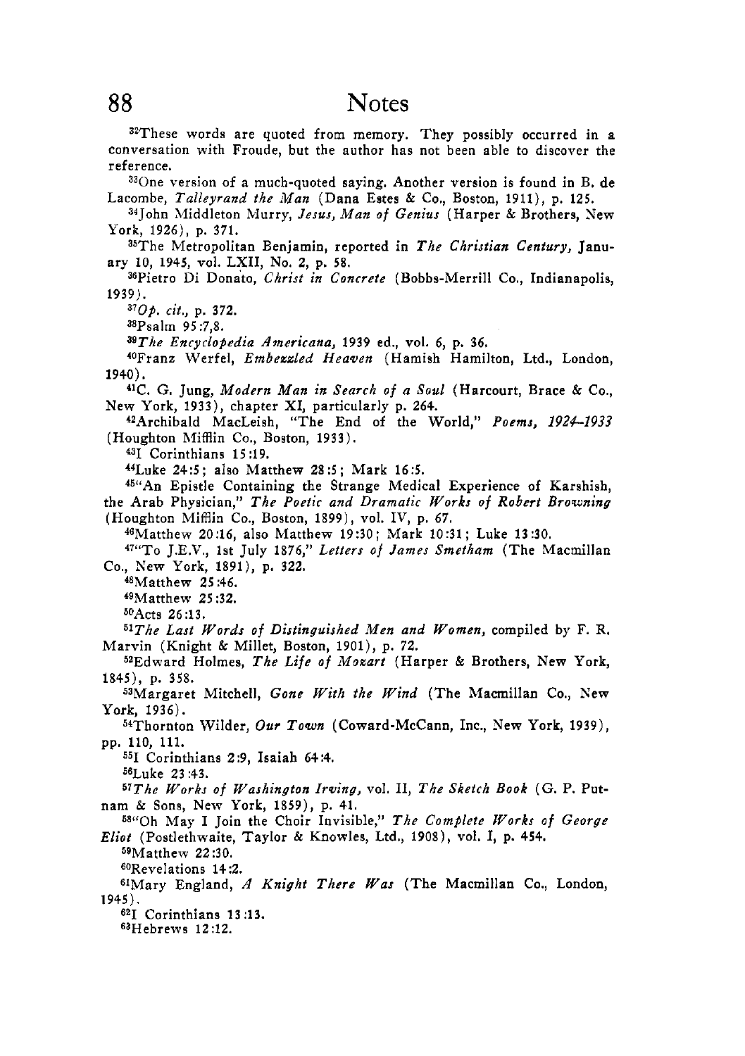# Notes

[32]These words are quoted from memory. They possibly occurred in a conversation with Froude, but the author has not been able to discover the reference.

[33]One version of a much-quoted saying. Another version is found in B. de Lacombe, *Talleyrand the Man* (Dana Estes & Co., Boston, 1911), p. 125.

[34]John Middleton Murry, *Jesus, Man of Genius* (Harper & Brothers, New York, 1926), p. 371.

[35]The Metropolitan Benjamin, reported in *The Christian Century,* January 10, 1945, vol. LXII, No. 2, p. 58.

[36]Pietro Di Donato, *Christ in Concrete* (Bobbs-Merrill Co., Indianapolis, 1939).

[37]*Op. cit.,* p. 372.

[38]Psalm 95:7,8.

[39]*The Encyclopedia Americana,* 1939 ed., vol. 6, p. 36.

[40]Franz Werfel, *Embezzled Heaven* (Hamish Hamilton, Ltd., London, 1940).

[41]C. G. Jung, *Modern Man in Search of a Soul* (Harcourt, Brace & Co., New York, 1933), chapter XI, particularly p. 264.

[42]Archibald MacLeish, "The End of the World," *Poems, 1924–1933* (Houghton Mifflin Co., Boston, 1933).

[43]I Corinthians 15:19.

[44]Luke 24:5; also Matthew 28:5; Mark 16:5.

[45]"An Epistle Containing the Strange Medical Experience of Karshish, the Arab Physician," *The Poetic and Dramatic Works of Robert Browning* (Houghton Mifflin Co., Boston, 1899), vol. IV, p. 67.

[46]Matthew 20:16, also Matthew 19:30; Mark 10:31; Luke 13:30.

[47]"To J.E.V., 1st July 1876," *Letters of James Smetham* (The Macmillan Co., New York, 1891), p. 322.

[48]Matthew 25:46.

[49]Matthew 25:32.

[50]Acts 26:13.

[51]*The Last Words of Distinguished Men and Women,* compiled by F. R. Marvin (Knight & Millet, Boston, 1901), p. 72.

[52]Edward Holmes, *The Life of Mozart* (Harper & Brothers, New York, 1845), p. 358.

[53]Margaret Mitchell, *Gone With the Wind* (The Macmillan Co., New York, 1936).

[54]Thornton Wilder, *Our Town* (Coward-McCann, Inc., New York, 1939), pp. 110, 111.

[55]I Corinthians 2:9, Isaiah 64:4.

[56]Luke 23:43.

[57]*The Works of Washington Irving,* vol. II, *The Sketch Book* (G. P. Putnam & Sons, New York, 1859), p. 41.

[58]"Oh May I Join the Choir Invisible," *The Complete Works of George Eliot* (Postlethwaite, Taylor & Knowles, Ltd., 1908), vol. I, p. 454.

[59]Matthew 22:30.

[60]Revelations 14:2.

[61]Mary England, *A Knight There Was* (The Macmillan Co., London, 1945).

[62]I Corinthians 13:13.

[63]Hebrews 12:12.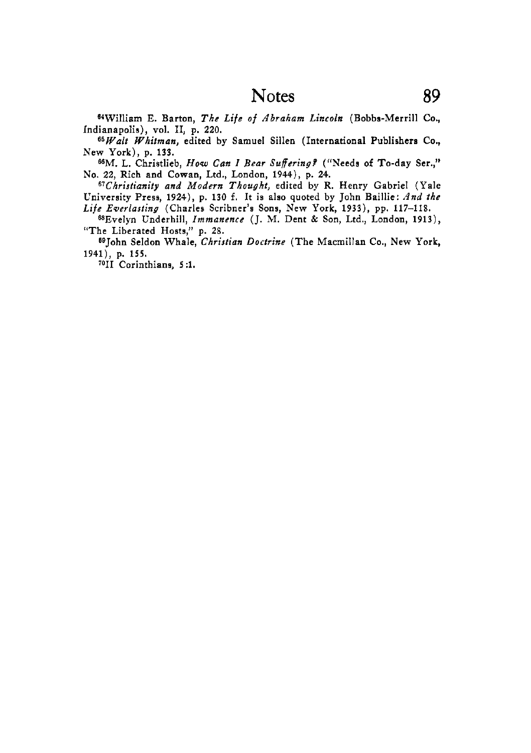# Notes

[64]William E. Barton, *The Life of Abraham Lincoln* (Bobbs-Merrill Co., Indianapolis), vol. II, p. 220.

[65]*Walt Whitman,* edited by Samuel Sillen (International Publishers Co., New York), p. 133.

[66]M. L. Christlieb, *How Can I Bear Suffering?* ("Needs of To-day Ser.," No. 22, Rich and Cowan, Ltd., London, 1944), p. 24.

[67]*Christianity and Modern Thought,* edited by R. Henry Gabriel (Yale University Press, 1924), p. 130 f. It is also quoted by John Baillie: *And the Life Everlasting* (Charles Scribner's Sons, New York, 1933), pp. 117–118.

[68]Evelyn Underhill, *Immanence* (J. M. Dent & Son, Ltd., London, 1913), "The Liberated Hosts," p. 28.

[69]John Seldon Whale, *Christian Doctrine* (The Macmillan Co., New York, 1941), p. 155.

[70]II Corinthians, 5:1.